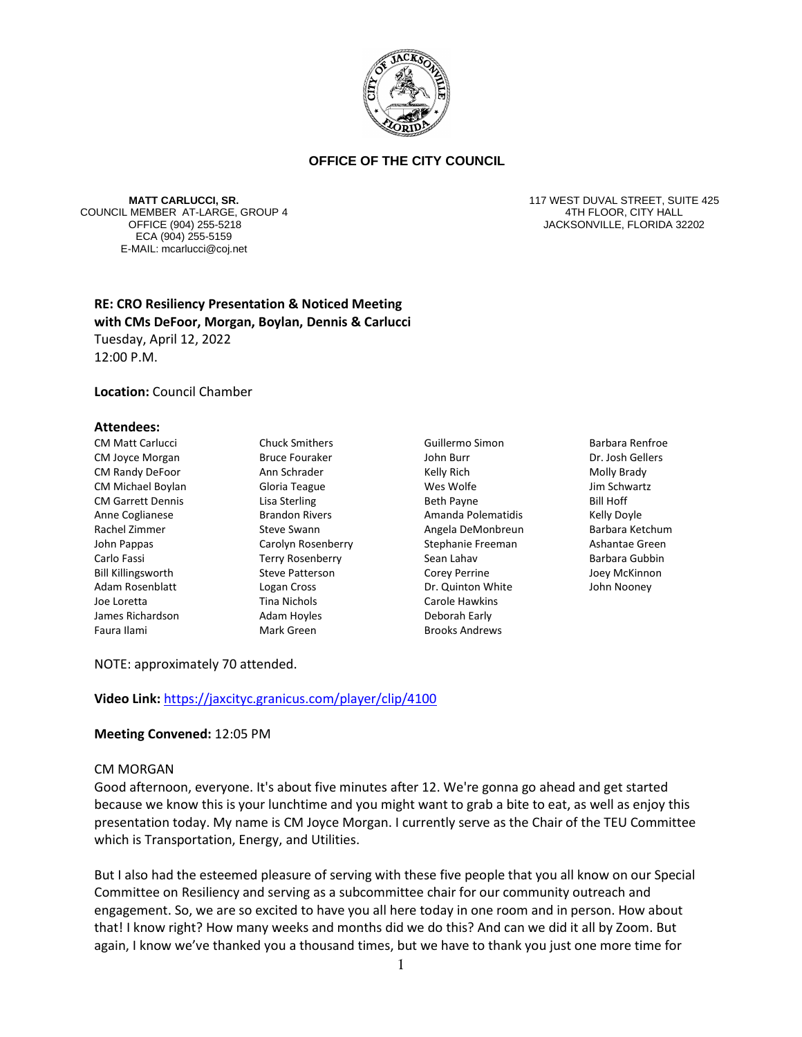**OFFICE OF THE CITY COUNCIL**

**MATT CARLUCCI, SR.**
COUNCIL MEMBER AT-LARGE, GROUP 4
OFFICE (904) 255-5218
ECA (904) 255-5159
E-MAIL: mcarlucci@coj.net

117 WEST DUVAL STREET, SUITE 425
4TH FLOOR, CITY HALL
JACKSONVILLE, FLORIDA 32202

**RE: CRO Resiliency Presentation & Noticed Meeting with CMs DeFoor, Morgan, Boylan, Dennis & Carlucci**
Tuesday, April 12, 2022
12:00 P.M.

**Location:** Council Chamber

**Attendees:**

| | | | |
|---|---|---|---|
| CM Matt Carlucci | Chuck Smithers | Guillermo Simon | Barbara Renfroe |
| CM Joyce Morgan | Bruce Fouraker | John Burr | Dr. Josh Gellers |
| CM Randy DeFoor | Ann Schrader | Kelly Rich | Molly Brady |
| CM Michael Boylan | Gloria Teague | Wes Wolfe | Jim Schwartz |
| CM Garrett Dennis | Lisa Sterling | Beth Payne | Bill Hoff |
| Anne Coglianese | Brandon Rivers | Amanda Polematidis | Kelly Doyle |
| Rachel Zimmer | Steve Swann | Angela DeMonbreun | Barbara Ketchum |
| John Pappas | Carolyn Rosenberry | Stephanie Freeman | Ashantae Green |
| Carlo Fassi | Terry Rosenberry | Sean Lahav | Barbara Gubbin |
| Bill Killingsworth | Steve Patterson | Corey Perrine | Joey McKinnon |
| Adam Rosenblatt | Logan Cross | Dr. Quinton White | John Nooney |
| Joe Loretta | Tina Nichols | Carole Hawkins | |
| James Richardson | Adam Hoyles | Deborah Early | |
| Faura Ilami | Mark Green | Brooks Andrews | |

NOTE: approximately 70 attended.

**Video Link:** https://jaxcityc.granicus.com/player/clip/4100

**Meeting Convened:** 12:05 PM

CM MORGAN
Good afternoon, everyone. It's about five minutes after 12. We're gonna go ahead and get started because we know this is your lunchtime and you might want to grab a bite to eat, as well as enjoy this presentation today. My name is CM Joyce Morgan. I currently serve as the Chair of the TEU Committee which is Transportation, Energy, and Utilities.

But I also had the esteemed pleasure of serving with these five people that you all know on our Special Committee on Resiliency and serving as a subcommittee chair for our community outreach and engagement. So, we are so excited to have you all here today in one room and in person. How about that! I know right? How many weeks and months did we do this? And can we did it all by Zoom. But again, I know we've thanked you a thousand times, but we have to thank you just one more time for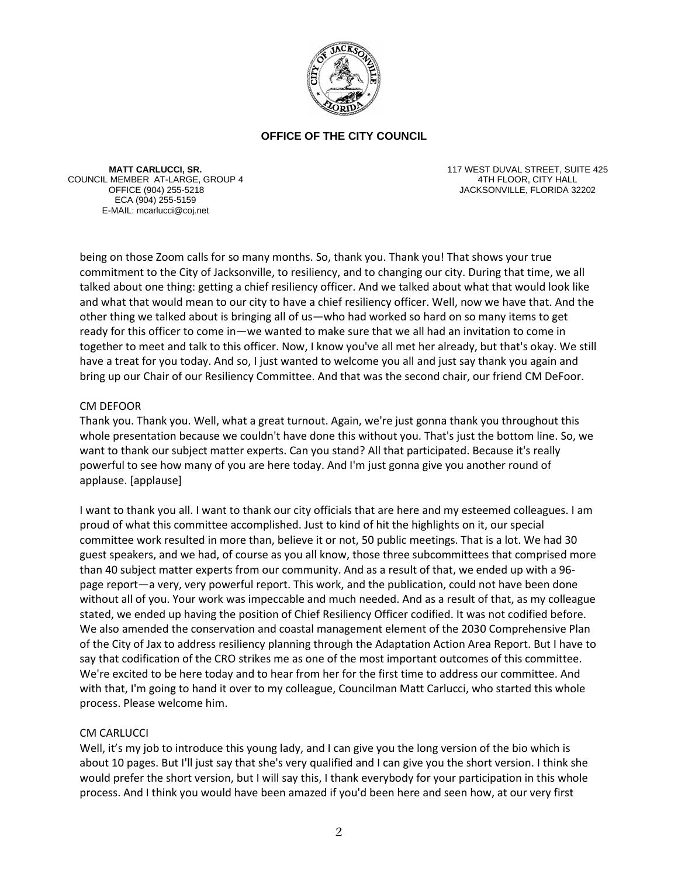**OFFICE OF THE CITY COUNCIL**

**MATT CARLUCCI, SR.**
COUNCIL MEMBER AT-LARGE, GROUP 4
OFFICE (904) 255-5218
ECA (904) 255-5159
E-MAIL: mcarlucci@coj.net

117 WEST DUVAL STREET, SUITE 425
4TH FLOOR, CITY HALL
JACKSONVILLE, FLORIDA 32202

being on those Zoom calls for so many months. So, thank you. Thank you! That shows your true commitment to the City of Jacksonville, to resiliency, and to changing our city. During that time, we all talked about one thing: getting a chief resiliency officer. And we talked about what that would look like and what that would mean to our city to have a chief resiliency officer. Well, now we have that. And the other thing we talked about is bringing all of us—who had worked so hard on so many items to get ready for this officer to come in—we wanted to make sure that we all had an invitation to come in together to meet and talk to this officer. Now, I know you've all met her already, but that's okay. We still have a treat for you today. And so, I just wanted to welcome you all and just say thank you again and bring up our Chair of our Resiliency Committee. And that was the second chair, our friend CM DeFoor.

CM DEFOOR

Thank you. Thank you. Well, what a great turnout. Again, we're just gonna thank you throughout this whole presentation because we couldn't have done this without you. That's just the bottom line. So, we want to thank our subject matter experts. Can you stand? All that participated. Because it's really powerful to see how many of you are here today. And I'm just gonna give you another round of applause. [applause]

I want to thank you all. I want to thank our city officials that are here and my esteemed colleagues. I am proud of what this committee accomplished. Just to kind of hit the highlights on it, our special committee work resulted in more than, believe it or not, 50 public meetings. That is a lot. We had 30 guest speakers, and we had, of course as you all know, those three subcommittees that comprised more than 40 subject matter experts from our community. And as a result of that, we ended up with a 96-page report—a very, very powerful report. This work, and the publication, could not have been done without all of you. Your work was impeccable and much needed. And as a result of that, as my colleague stated, we ended up having the position of Chief Resiliency Officer codified. It was not codified before. We also amended the conservation and coastal management element of the 2030 Comprehensive Plan of the City of Jax to address resiliency planning through the Adaptation Action Area Report. But I have to say that codification of the CRO strikes me as one of the most important outcomes of this committee. We're excited to be here today and to hear from her for the first time to address our committee. And with that, I'm going to hand it over to my colleague, Councilman Matt Carlucci, who started this whole process. Please welcome him.

CM CARLUCCI

Well, it's my job to introduce this young lady, and I can give you the long version of the bio which is about 10 pages. But I'll just say that she's very qualified and I can give you the short version. I think she would prefer the short version, but I will say this, I thank everybody for your participation in this whole process. And I think you would have been amazed if you'd been here and seen how, at our very first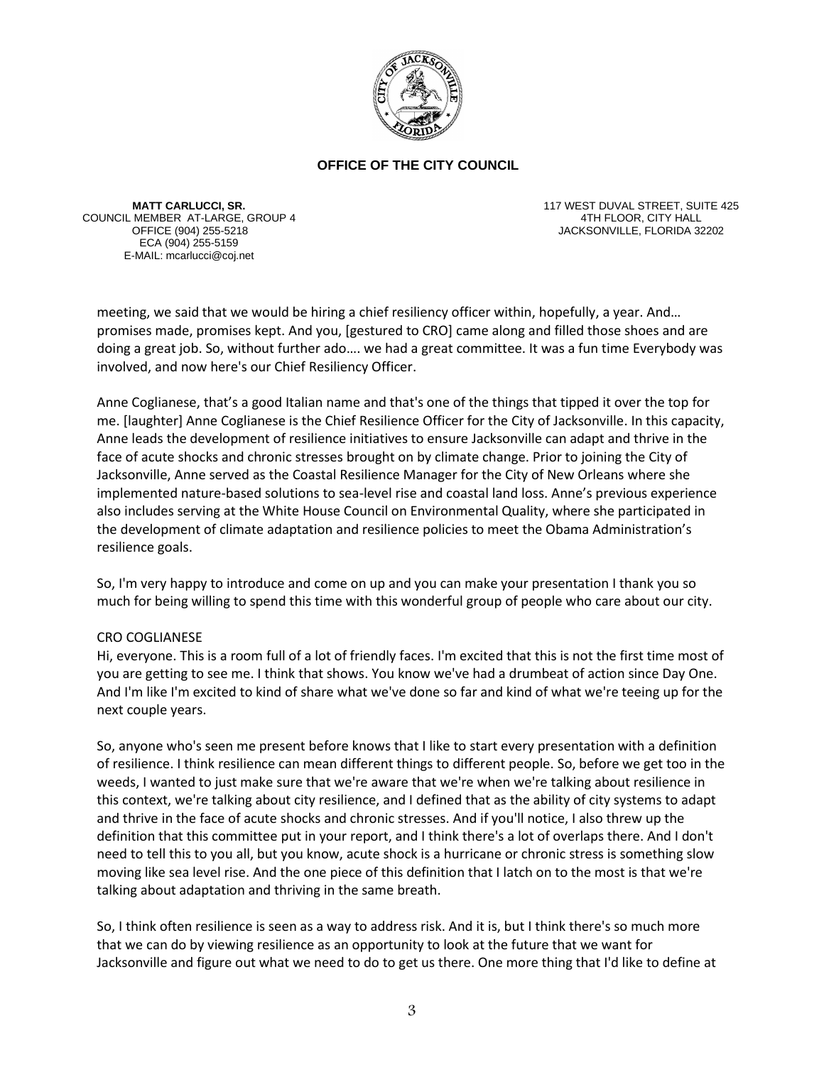**OFFICE OF THE CITY COUNCIL**

**MATT CARLUCCI, SR.**
COUNCIL MEMBER AT-LARGE, GROUP 4
OFFICE (904) 255-5218
ECA (904) 255-5159
E-MAIL: mcarlucci@coj.net

117 WEST DUVAL STREET, SUITE 425
4TH FLOOR, CITY HALL
JACKSONVILLE, FLORIDA 32202

meeting, we said that we would be hiring a chief resiliency officer within, hopefully, a year. And… promises made, promises kept. And you, [gestured to CRO] came along and filled those shoes and are doing a great job. So, without further ado…. we had a great committee. It was a fun time Everybody was involved, and now here's our Chief Resiliency Officer.

Anne Coglianese, that's a good Italian name and that's one of the things that tipped it over the top for me. [laughter] Anne Coglianese is the Chief Resilience Officer for the City of Jacksonville. In this capacity, Anne leads the development of resilience initiatives to ensure Jacksonville can adapt and thrive in the face of acute shocks and chronic stresses brought on by climate change. Prior to joining the City of Jacksonville, Anne served as the Coastal Resilience Manager for the City of New Orleans where she implemented nature-based solutions to sea-level rise and coastal land loss. Anne's previous experience also includes serving at the White House Council on Environmental Quality, where she participated in the development of climate adaptation and resilience policies to meet the Obama Administration's resilience goals.

So, I'm very happy to introduce and come on up and you can make your presentation I thank you so much for being willing to spend this time with this wonderful group of people who care about our city.

CRO COGLIANESE
Hi, everyone. This is a room full of a lot of friendly faces. I'm excited that this is not the first time most of you are getting to see me. I think that shows. You know we've had a drumbeat of action since Day One. And I'm like I'm excited to kind of share what we've done so far and kind of what we're teeing up for the next couple years.

So, anyone who's seen me present before knows that I like to start every presentation with a definition of resilience. I think resilience can mean different things to different people. So, before we get too in the weeds, I wanted to just make sure that we're aware that we're when we're talking about resilience in this context, we're talking about city resilience, and I defined that as the ability of city systems to adapt and thrive in the face of acute shocks and chronic stresses. And if you'll notice, I also threw up the definition that this committee put in your report, and I think there's a lot of overlaps there. And I don't need to tell this to you all, but you know, acute shock is a hurricane or chronic stress is something slow moving like sea level rise. And the one piece of this definition that I latch on to the most is that we're talking about adaptation and thriving in the same breath.

So, I think often resilience is seen as a way to address risk. And it is, but I think there's so much more that we can do by viewing resilience as an opportunity to look at the future that we want for Jacksonville and figure out what we need to do to get us there. One more thing that I'd like to define at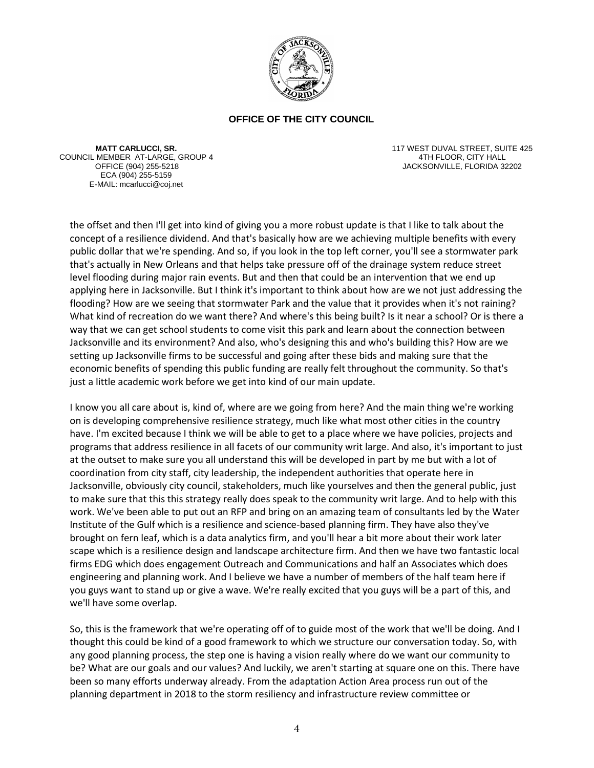**OFFICE OF THE CITY COUNCIL**

**MATT CARLUCCI, SR.**
COUNCIL MEMBER AT-LARGE, GROUP 4
OFFICE (904) 255-5218
ECA (904) 255-5159
E-MAIL: mcarlucci@coj.net

117 WEST DUVAL STREET, SUITE 425
4TH FLOOR, CITY HALL
JACKSONVILLE, FLORIDA 32202

the offset and then I'll get into kind of giving you a more robust update is that I like to talk about the concept of a resilience dividend. And that's basically how are we achieving multiple benefits with every public dollar that we're spending. And so, if you look in the top left corner, you'll see a stormwater park that's actually in New Orleans and that helps take pressure off of the drainage system reduce street level flooding during major rain events. But and then that could be an intervention that we end up applying here in Jacksonville. But I think it's important to think about how are we not just addressing the flooding? How are we seeing that stormwater Park and the value that it provides when it's not raining? What kind of recreation do we want there? And where's this being built? Is it near a school? Or is there a way that we can get school students to come visit this park and learn about the connection between Jacksonville and its environment? And also, who's designing this and who's building this? How are we setting up Jacksonville firms to be successful and going after these bids and making sure that the economic benefits of spending this public funding are really felt throughout the community. So that's just a little academic work before we get into kind of our main update.

I know you all care about is, kind of, where are we going from here? And the main thing we're working on is developing comprehensive resilience strategy, much like what most other cities in the country have. I'm excited because I think we will be able to get to a place where we have policies, projects and programs that address resilience in all facets of our community writ large. And also, it's important to just at the outset to make sure you all understand this will be developed in part by me but with a lot of coordination from city staff, city leadership, the independent authorities that operate here in Jacksonville, obviously city council, stakeholders, much like yourselves and then the general public, just to make sure that this this strategy really does speak to the community writ large. And to help with this work. We've been able to put out an RFP and bring on an amazing team of consultants led by the Water Institute of the Gulf which is a resilience and science-based planning firm. They have also they've brought on fern leaf, which is a data analytics firm, and you'll hear a bit more about their work later scape which is a resilience design and landscape architecture firm. And then we have two fantastic local firms EDG which does engagement Outreach and Communications and half an Associates which does engineering and planning work. And I believe we have a number of members of the half team here if you guys want to stand up or give a wave. We're really excited that you guys will be a part of this, and we'll have some overlap.

So, this is the framework that we're operating off of to guide most of the work that we'll be doing. And I thought this could be kind of a good framework to which we structure our conversation today. So, with any good planning process, the step one is having a vision really where do we want our community to be? What are our goals and our values? And luckily, we aren't starting at square one on this. There have been so many efforts underway already. From the adaptation Action Area process run out of the planning department in 2018 to the storm resiliency and infrastructure review committee or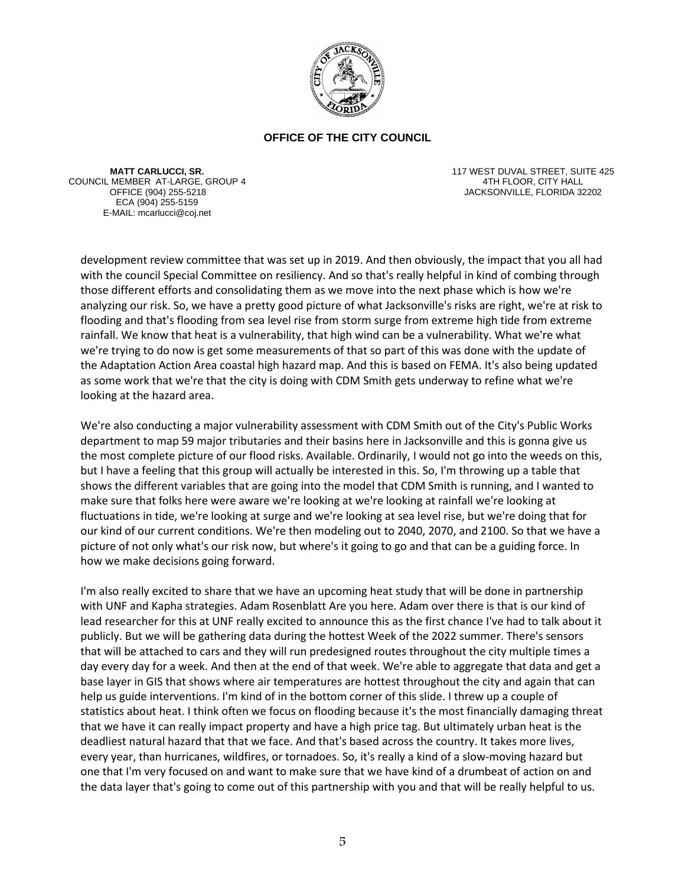**OFFICE OF THE CITY COUNCIL**

**MATT CARLUCCI, SR.**
COUNCIL MEMBER AT-LARGE, GROUP 4
OFFICE (904) 255-5218
ECA (904) 255-5159
E-MAIL: mcarlucci@coj.net

117 WEST DUVAL STREET, SUITE 425
4TH FLOOR, CITY HALL
JACKSONVILLE, FLORIDA 32202

development review committee that was set up in 2019. And then obviously, the impact that you all had with the council Special Committee on resiliency. And so that's really helpful in kind of combing through those different efforts and consolidating them as we move into the next phase which is how we're analyzing our risk. So, we have a pretty good picture of what Jacksonville's risks are right, we're at risk to flooding and that's flooding from sea level rise from storm surge from extreme high tide from extreme rainfall. We know that heat is a vulnerability, that high wind can be a vulnerability. What we're what we're trying to do now is get some measurements of that so part of this was done with the update of the Adaptation Action Area coastal high hazard map. And this is based on FEMA. It's also being updated as some work that we're that the city is doing with CDM Smith gets underway to refine what we're looking at the hazard area.

We're also conducting a major vulnerability assessment with CDM Smith out of the City's Public Works department to map 59 major tributaries and their basins here in Jacksonville and this is gonna give us the most complete picture of our flood risks. Available. Ordinarily, I would not go into the weeds on this, but I have a feeling that this group will actually be interested in this. So, I'm throwing up a table that shows the different variables that are going into the model that CDM Smith is running, and I wanted to make sure that folks here were aware we're looking at we're looking at rainfall we're looking at fluctuations in tide, we're looking at surge and we're looking at sea level rise, but we're doing that for our kind of our current conditions. We're then modeling out to 2040, 2070, and 2100. So that we have a picture of not only what's our risk now, but where's it going to go and that can be a guiding force. In how we make decisions going forward.

I'm also really excited to share that we have an upcoming heat study that will be done in partnership with UNF and Kapha strategies. Adam Rosenblatt Are you here. Adam over there is that is our kind of lead researcher for this at UNF really excited to announce this as the first chance I've had to talk about it publicly. But we will be gathering data during the hottest Week of the 2022 summer. There's sensors that will be attached to cars and they will run predesigned routes throughout the city multiple times a day every day for a week. And then at the end of that week. We're able to aggregate that data and get a base layer in GIS that shows where air temperatures are hottest throughout the city and again that can help us guide interventions. I'm kind of in the bottom corner of this slide. I threw up a couple of statistics about heat. I think often we focus on flooding because it's the most financially damaging threat that we have it can really impact property and have a high price tag. But ultimately urban heat is the deadliest natural hazard that that we face. And that's based across the country. It takes more lives, every year, than hurricanes, wildfires, or tornadoes. So, it's really a kind of a slow-moving hazard but one that I'm very focused on and want to make sure that we have kind of a drumbeat of action on and the data layer that's going to come out of this partnership with you and that will be really helpful to us.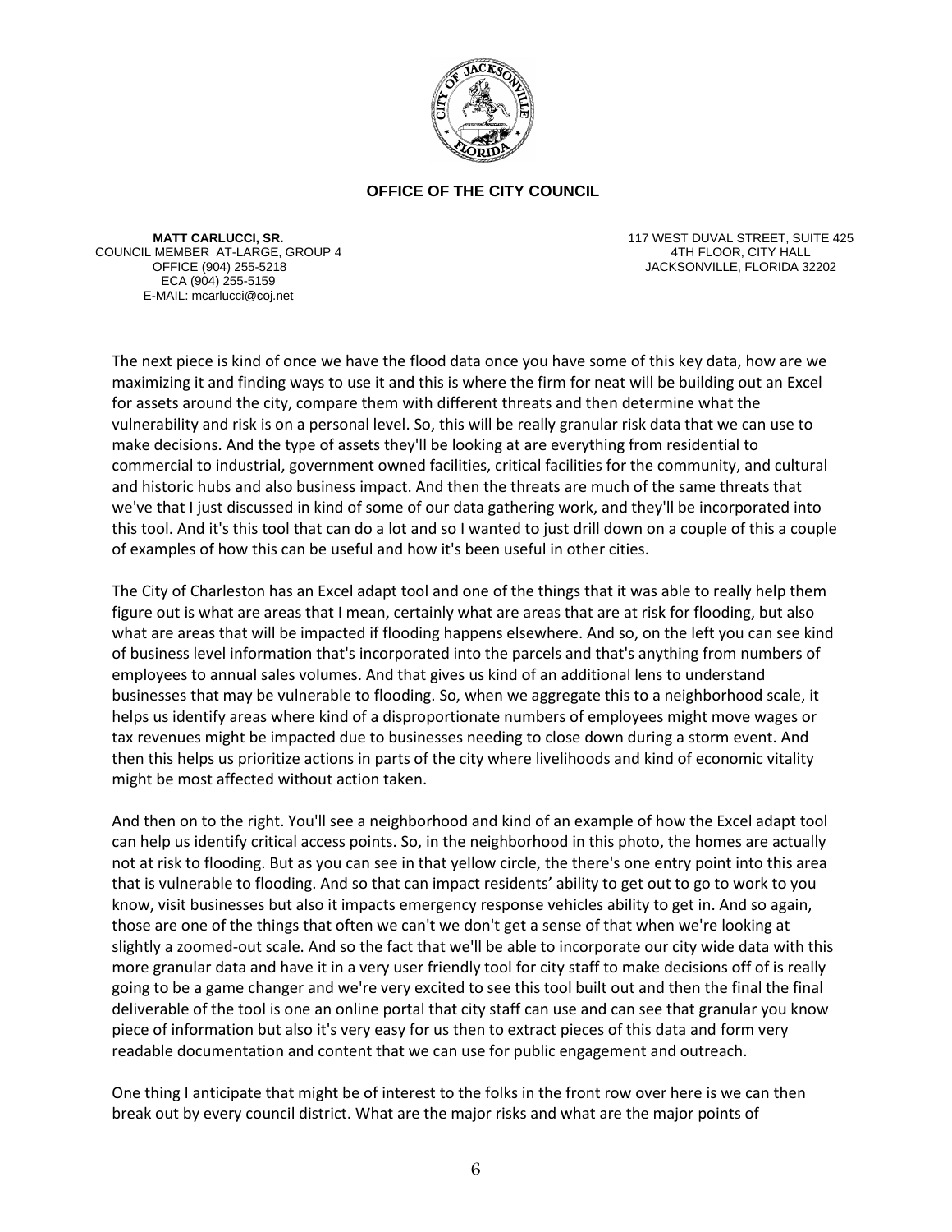**OFFICE OF THE CITY COUNCIL**

**MATT CARLUCCI, SR.**
COUNCIL MEMBER AT-LARGE, GROUP 4
OFFICE (904) 255-5218
ECA (904) 255-5159
E-MAIL: mcarlucci@coj.net

117 WEST DUVAL STREET, SUITE 425
4TH FLOOR, CITY HALL
JACKSONVILLE, FLORIDA 32202

The next piece is kind of once we have the flood data once you have some of this key data, how are we maximizing it and finding ways to use it and this is where the firm for neat will be building out an Excel for assets around the city, compare them with different threats and then determine what the vulnerability and risk is on a personal level. So, this will be really granular risk data that we can use to make decisions. And the type of assets they'll be looking at are everything from residential to commercial to industrial, government owned facilities, critical facilities for the community, and cultural and historic hubs and also business impact. And then the threats are much of the same threats that we've that I just discussed in kind of some of our data gathering work, and they'll be incorporated into this tool. And it's this tool that can do a lot and so I wanted to just drill down on a couple of this a couple of examples of how this can be useful and how it's been useful in other cities.

The City of Charleston has an Excel adapt tool and one of the things that it was able to really help them figure out is what are areas that I mean, certainly what are areas that are at risk for flooding, but also what are areas that will be impacted if flooding happens elsewhere. And so, on the left you can see kind of business level information that's incorporated into the parcels and that's anything from numbers of employees to annual sales volumes. And that gives us kind of an additional lens to understand businesses that may be vulnerable to flooding. So, when we aggregate this to a neighborhood scale, it helps us identify areas where kind of a disproportionate numbers of employees might move wages or tax revenues might be impacted due to businesses needing to close down during a storm event. And then this helps us prioritize actions in parts of the city where livelihoods and kind of economic vitality might be most affected without action taken.

And then on to the right. You'll see a neighborhood and kind of an example of how the Excel adapt tool can help us identify critical access points. So, in the neighborhood in this photo, the homes are actually not at risk to flooding. But as you can see in that yellow circle, the there's one entry point into this area that is vulnerable to flooding. And so that can impact residents' ability to get out to go to work to you know, visit businesses but also it impacts emergency response vehicles ability to get in. And so again, those are one of the things that often we can't we don't get a sense of that when we're looking at slightly a zoomed-out scale. And so the fact that we'll be able to incorporate our city wide data with this more granular data and have it in a very user friendly tool for city staff to make decisions off of is really going to be a game changer and we're very excited to see this tool built out and then the final the final deliverable of the tool is one an online portal that city staff can use and can see that granular you know piece of information but also it's very easy for us then to extract pieces of this data and form very readable documentation and content that we can use for public engagement and outreach.

One thing I anticipate that might be of interest to the folks in the front row over here is we can then break out by every council district. What are the major risks and what are the major points of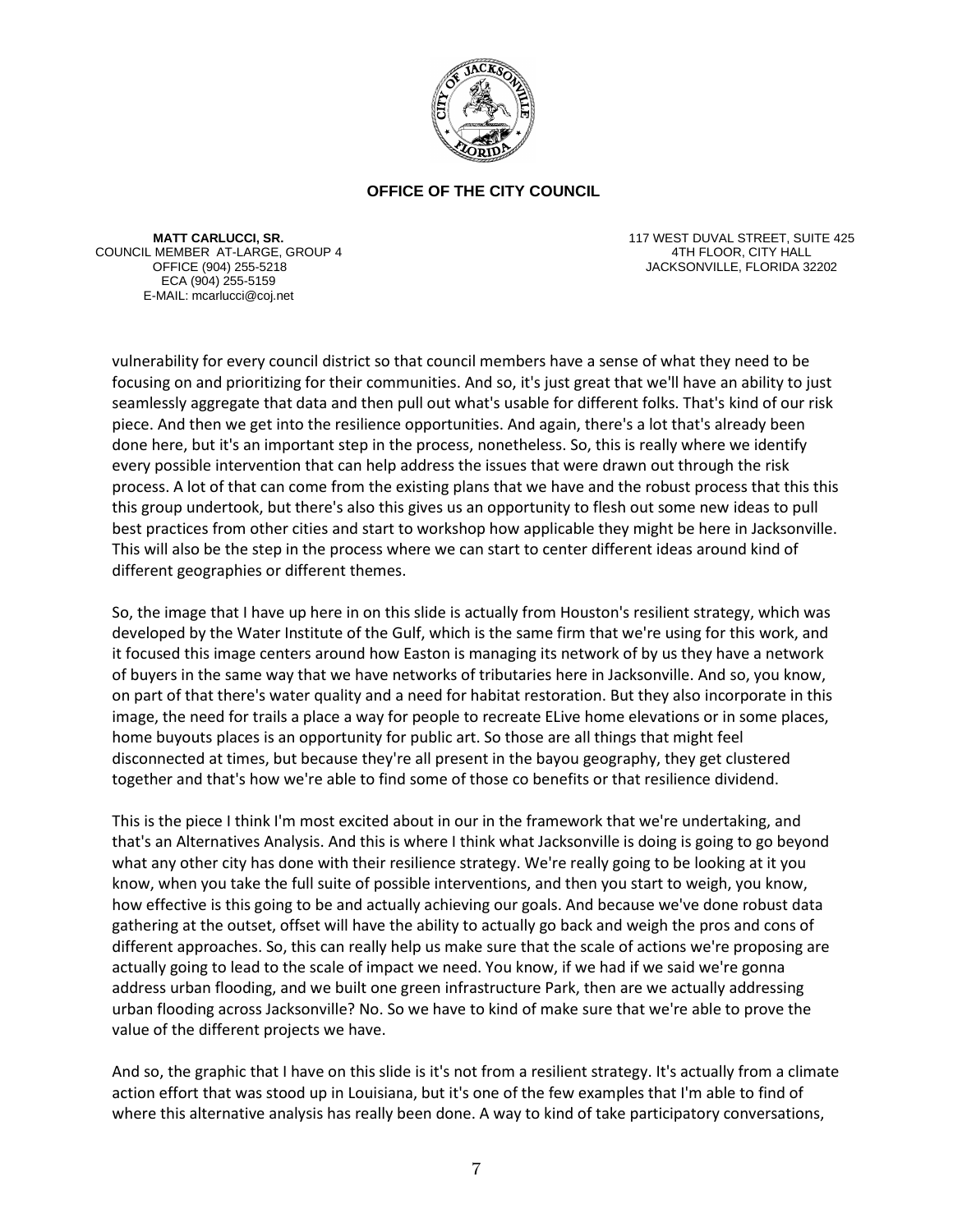**OFFICE OF THE CITY COUNCIL**

**MATT CARLUCCI, SR.**
COUNCIL MEMBER AT-LARGE, GROUP 4
OFFICE (904) 255-5218
ECA (904) 255-5159
E-MAIL: mcarlucci@coj.net

117 WEST DUVAL STREET, SUITE 425
4TH FLOOR, CITY HALL
JACKSONVILLE, FLORIDA 32202

vulnerability for every council district so that council members have a sense of what they need to be focusing on and prioritizing for their communities. And so, it's just great that we'll have an ability to just seamlessly aggregate that data and then pull out what's usable for different folks. That's kind of our risk piece. And then we get into the resilience opportunities. And again, there's a lot that's already been done here, but it's an important step in the process, nonetheless. So, this is really where we identify every possible intervention that can help address the issues that were drawn out through the risk process. A lot of that can come from the existing plans that we have and the robust process that this this this group undertook, but there's also this gives us an opportunity to flesh out some new ideas to pull best practices from other cities and start to workshop how applicable they might be here in Jacksonville. This will also be the step in the process where we can start to center different ideas around kind of different geographies or different themes.

So, the image that I have up here in on this slide is actually from Houston's resilient strategy, which was developed by the Water Institute of the Gulf, which is the same firm that we're using for this work, and it focused this image centers around how Easton is managing its network of by us they have a network of buyers in the same way that we have networks of tributaries here in Jacksonville. And so, you know, on part of that there's water quality and a need for habitat restoration. But they also incorporate in this image, the need for trails a place a way for people to recreate ELive home elevations or in some places, home buyouts places is an opportunity for public art. So those are all things that might feel disconnected at times, but because they're all present in the bayou geography, they get clustered together and that's how we're able to find some of those co benefits or that resilience dividend.

This is the piece I think I'm most excited about in our in the framework that we're undertaking, and that's an Alternatives Analysis. And this is where I think what Jacksonville is doing is going to go beyond what any other city has done with their resilience strategy. We're really going to be looking at it you know, when you take the full suite of possible interventions, and then you start to weigh, you know, how effective is this going to be and actually achieving our goals. And because we've done robust data gathering at the outset, offset will have the ability to actually go back and weigh the pros and cons of different approaches. So, this can really help us make sure that the scale of actions we're proposing are actually going to lead to the scale of impact we need. You know, if we had if we said we're gonna address urban flooding, and we built one green infrastructure Park, then are we actually addressing urban flooding across Jacksonville? No. So we have to kind of make sure that we're able to prove the value of the different projects we have.

And so, the graphic that I have on this slide is it's not from a resilient strategy. It's actually from a climate action effort that was stood up in Louisiana, but it's one of the few examples that I'm able to find of where this alternative analysis has really been done. A way to kind of take participatory conversations,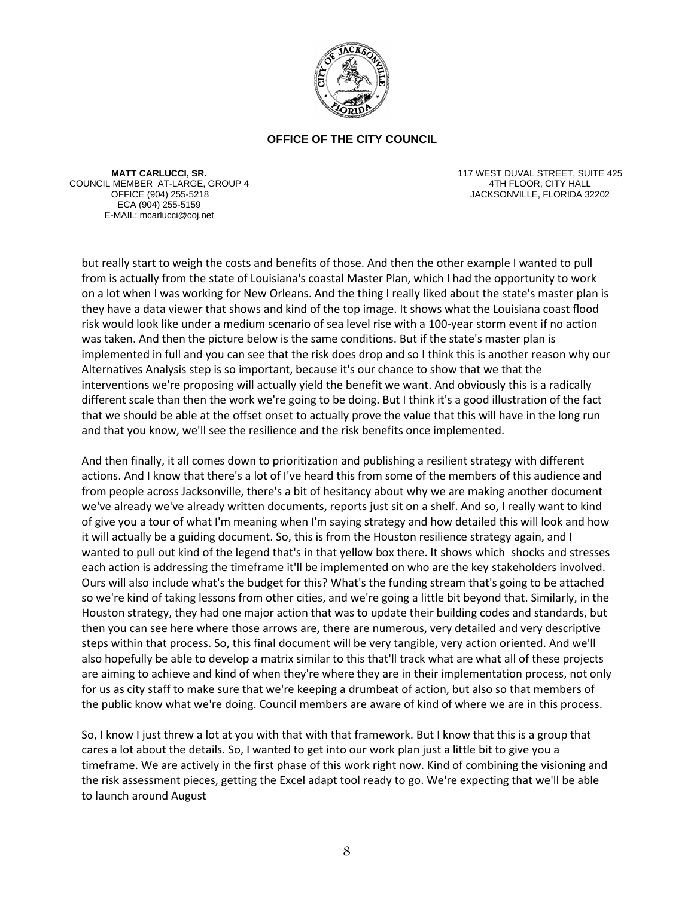but really start to weigh the costs and benefits of those. And then the other example I wanted to pull from is actually from the state of Louisiana's coastal Master Plan, which I had the opportunity to work on a lot when I was working for New Orleans. And the thing I really liked about the state's master plan is they have a data viewer that shows and kind of the top image. It shows what the Louisiana coast flood risk would look like under a medium scenario of sea level rise with a 100-year storm event if no action was taken. And then the picture below is the same conditions. But if the state's master plan is implemented in full and you can see that the risk does drop and so I think this is another reason why our Alternatives Analysis step is so important, because it's our chance to show that we that the interventions we're proposing will actually yield the benefit we want. And obviously this is a radically different scale than then the work we're going to be doing. But I think it's a good illustration of the fact that we should be able at the offset onset to actually prove the value that this will have in the long run and that you know, we'll see the resilience and the risk benefits once implemented.

And then finally, it all comes down to prioritization and publishing a resilient strategy with different actions. And I know that there's a lot of I've heard this from some of the members of this audience and from people across Jacksonville, there's a bit of hesitancy about why we are making another document we've already we've already written documents, reports just sit on a shelf. And so, I really want to kind of give you a tour of what I'm meaning when I'm saying strategy and how detailed this will look and how it will actually be a guiding document. So, this is from the Houston resilience strategy again, and I wanted to pull out kind of the legend that's in that yellow box there. It shows which shocks and stresses each action is addressing the timeframe it'll be implemented on who are the key stakeholders involved. Ours will also include what's the budget for this? What's the funding stream that's going to be attached so we're kind of taking lessons from other cities, and we're going a little bit beyond that. Similarly, in the Houston strategy, they had one major action that was to update their building codes and standards, but then you can see here where those arrows are, there are numerous, very detailed and very descriptive steps within that process. So, this final document will be very tangible, very action oriented. And we'll also hopefully be able to develop a matrix similar to this that'll track what are what all of these projects are aiming to achieve and kind of when they're where they are in their implementation process, not only for us as city staff to make sure that we're keeping a drumbeat of action, but also so that members of the public know what we're doing. Council members are aware of kind of where we are in this process.

So, I know I just threw a lot at you with that with that framework. But I know that this is a group that cares a lot about the details. So, I wanted to get into our work plan just a little bit to give you a timeframe. We are actively in the first phase of this work right now. Kind of combining the visioning and the risk assessment pieces, getting the Excel adapt tool ready to go. We're expecting that we'll be able to launch around August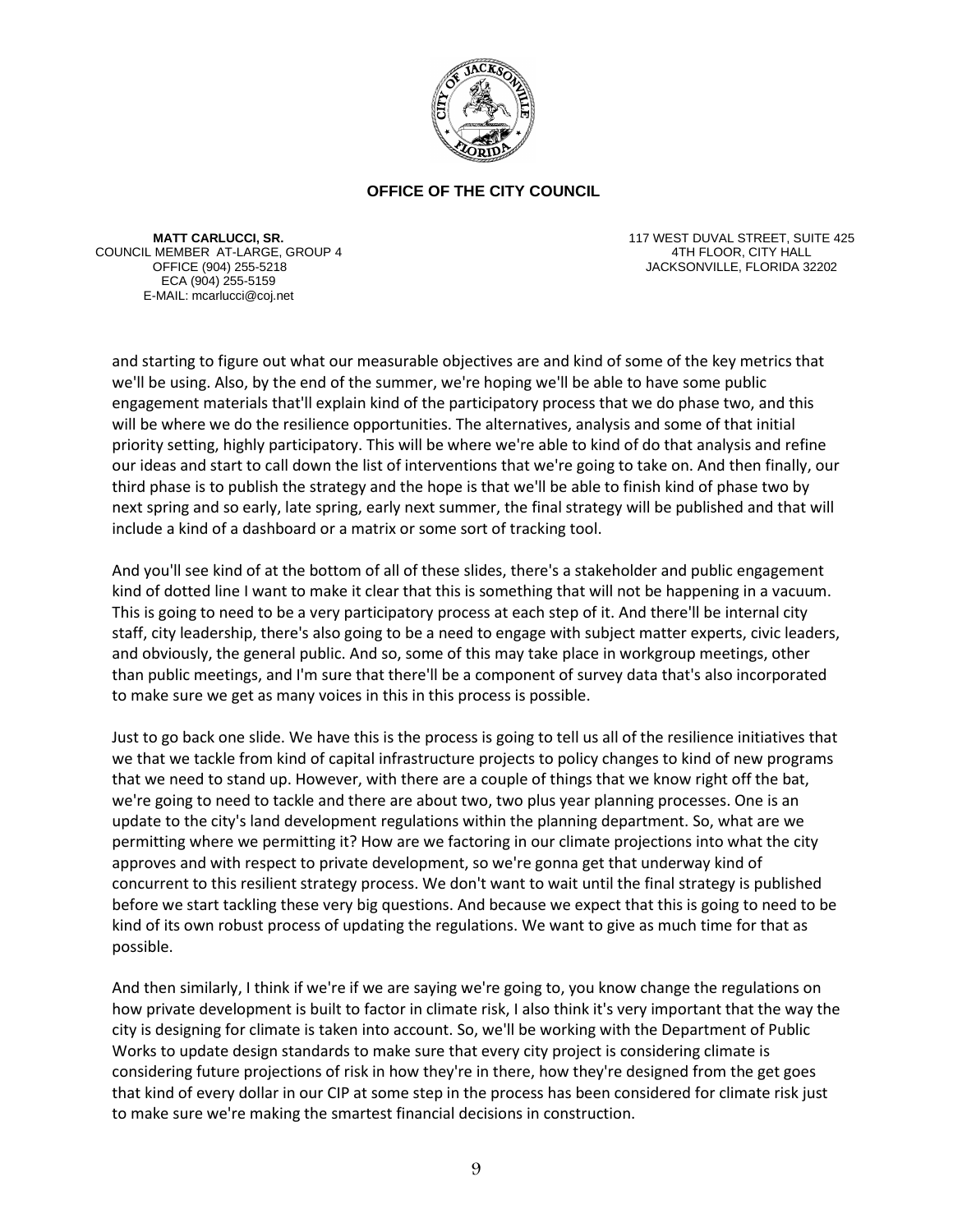**OFFICE OF THE CITY COUNCIL**

**MATT CARLUCCI, SR.**
COUNCIL MEMBER AT-LARGE, GROUP 4
OFFICE (904) 255-5218
ECA (904) 255-5159
E-MAIL: mcarlucci@coj.net

117 WEST DUVAL STREET, SUITE 425
4TH FLOOR, CITY HALL
JACKSONVILLE, FLORIDA 32202

and starting to figure out what our measurable objectives are and kind of some of the key metrics that we'll be using. Also, by the end of the summer, we're hoping we'll be able to have some public engagement materials that'll explain kind of the participatory process that we do phase two, and this will be where we do the resilience opportunities. The alternatives, analysis and some of that initial priority setting, highly participatory. This will be where we're able to kind of do that analysis and refine our ideas and start to call down the list of interventions that we're going to take on. And then finally, our third phase is to publish the strategy and the hope is that we'll be able to finish kind of phase two by next spring and so early, late spring, early next summer, the final strategy will be published and that will include a kind of a dashboard or a matrix or some sort of tracking tool.

And you'll see kind of at the bottom of all of these slides, there's a stakeholder and public engagement kind of dotted line I want to make it clear that this is something that will not be happening in a vacuum. This is going to need to be a very participatory process at each step of it. And there'll be internal city staff, city leadership, there's also going to be a need to engage with subject matter experts, civic leaders, and obviously, the general public. And so, some of this may take place in workgroup meetings, other than public meetings, and I'm sure that there'll be a component of survey data that's also incorporated to make sure we get as many voices in this in this process is possible.

Just to go back one slide. We have this is the process is going to tell us all of the resilience initiatives that we that we tackle from kind of capital infrastructure projects to policy changes to kind of new programs that we need to stand up. However, with there are a couple of things that we know right off the bat, we're going to need to tackle and there are about two, two plus year planning processes. One is an update to the city's land development regulations within the planning department. So, what are we permitting where we permitting it? How are we factoring in our climate projections into what the city approves and with respect to private development, so we're gonna get that underway kind of concurrent to this resilient strategy process. We don't want to wait until the final strategy is published before we start tackling these very big questions. And because we expect that this is going to need to be kind of its own robust process of updating the regulations. We want to give as much time for that as possible.

And then similarly, I think if we're if we are saying we're going to, you know change the regulations on how private development is built to factor in climate risk, I also think it's very important that the way the city is designing for climate is taken into account. So, we'll be working with the Department of Public Works to update design standards to make sure that every city project is considering climate is considering future projections of risk in how they're in there, how they're designed from the get goes that kind of every dollar in our CIP at some step in the process has been considered for climate risk just to make sure we're making the smartest financial decisions in construction.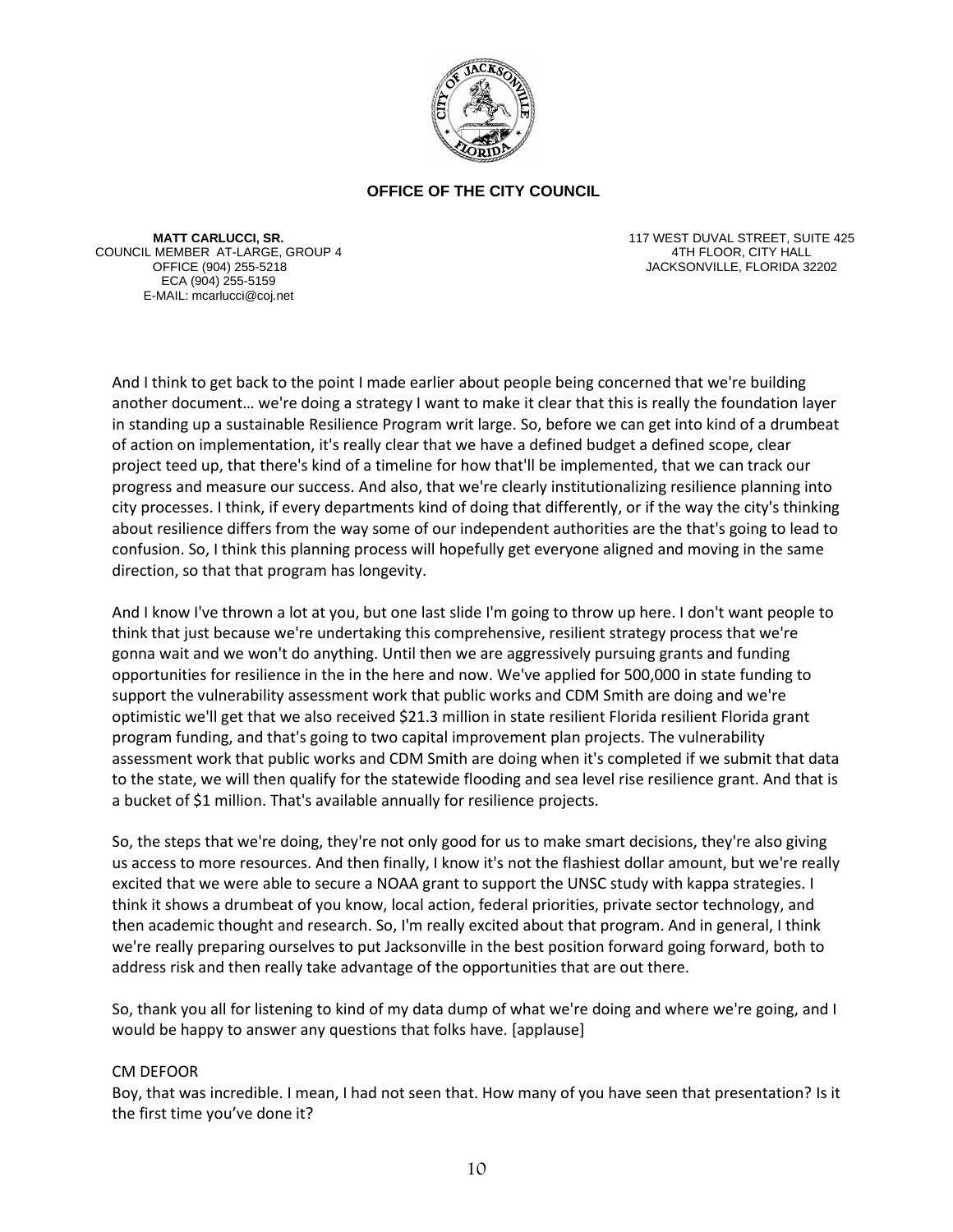**OFFICE OF THE CITY COUNCIL**

**MATT CARLUCCI, SR.**
COUNCIL MEMBER AT-LARGE, GROUP 4
OFFICE (904) 255-5218
ECA (904) 255-5159
E-MAIL: mcarlucci@coj.net

117 WEST DUVAL STREET, SUITE 425
4TH FLOOR, CITY HALL
JACKSONVILLE, FLORIDA 32202

And I think to get back to the point I made earlier about people being concerned that we're building another document… we're doing a strategy I want to make it clear that this is really the foundation layer in standing up a sustainable Resilience Program writ large. So, before we can get into kind of a drumbeat of action on implementation, it's really clear that we have a defined budget a defined scope, clear project teed up, that there's kind of a timeline for how that'll be implemented, that we can track our progress and measure our success. And also, that we're clearly institutionalizing resilience planning into city processes. I think, if every departments kind of doing that differently, or if the way the city's thinking about resilience differs from the way some of our independent authorities are the that's going to lead to confusion. So, I think this planning process will hopefully get everyone aligned and moving in the same direction, so that that program has longevity.

And I know I've thrown a lot at you, but one last slide I'm going to throw up here. I don't want people to think that just because we're undertaking this comprehensive, resilient strategy process that we're gonna wait and we won't do anything. Until then we are aggressively pursuing grants and funding opportunities for resilience in the in the here and now. We've applied for 500,000 in state funding to support the vulnerability assessment work that public works and CDM Smith are doing and we're optimistic we'll get that we also received $21.3 million in state resilient Florida resilient Florida grant program funding, and that's going to two capital improvement plan projects. The vulnerability assessment work that public works and CDM Smith are doing when it's completed if we submit that data to the state, we will then qualify for the statewide flooding and sea level rise resilience grant. And that is a bucket of $1 million. That's available annually for resilience projects.

So, the steps that we're doing, they're not only good for us to make smart decisions, they're also giving us access to more resources. And then finally, I know it's not the flashiest dollar amount, but we're really excited that we were able to secure a NOAA grant to support the UNSC study with kappa strategies. I think it shows a drumbeat of you know, local action, federal priorities, private sector technology, and then academic thought and research. So, I'm really excited about that program. And in general, I think we're really preparing ourselves to put Jacksonville in the best position forward going forward, both to address risk and then really take advantage of the opportunities that are out there.

So, thank you all for listening to kind of my data dump of what we're doing and where we're going, and I would be happy to answer any questions that folks have. [applause]

CM DEFOOR
Boy, that was incredible. I mean, I had not seen that. How many of you have seen that presentation? Is it the first time you've done it?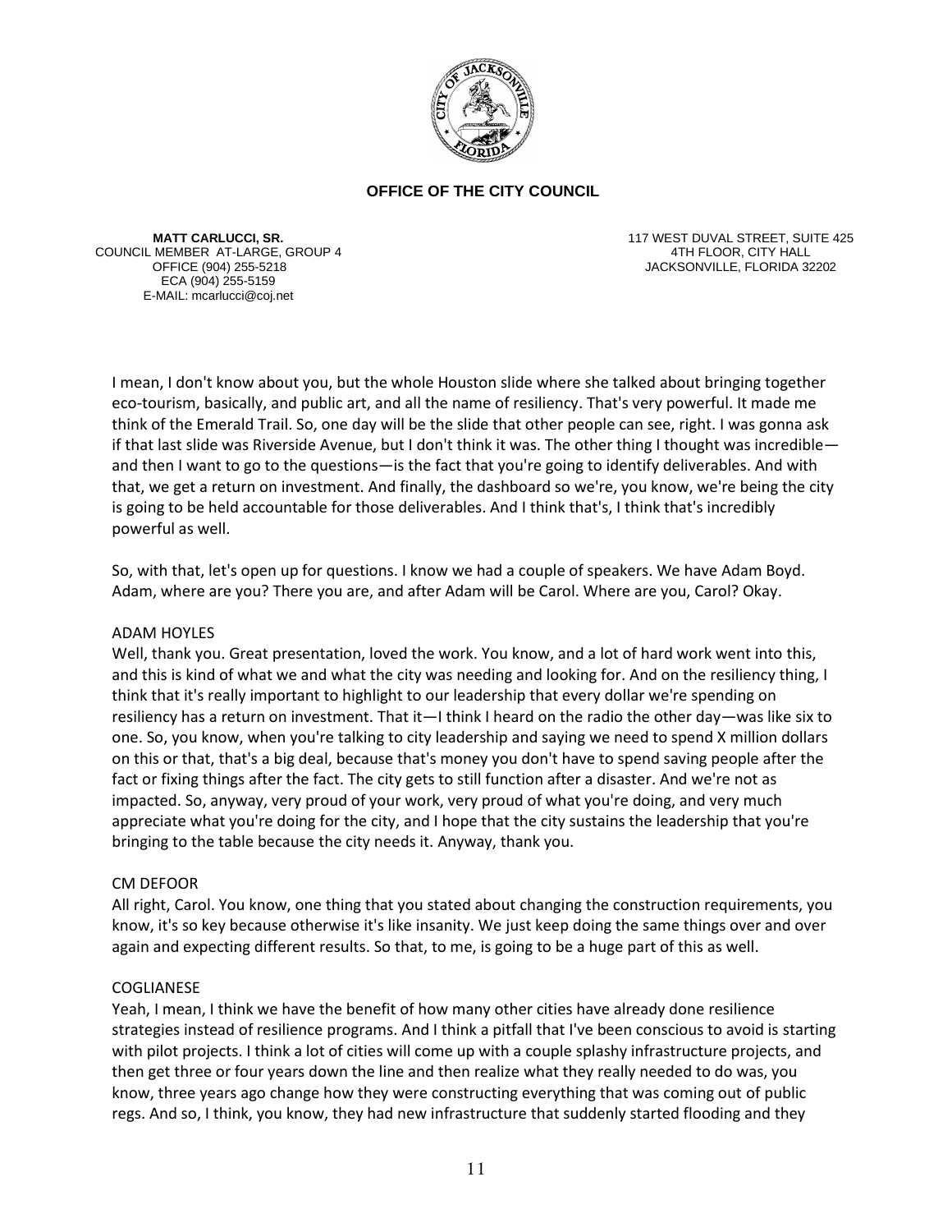**OFFICE OF THE CITY COUNCIL**

**MATT CARLUCCI, SR.**
COUNCIL MEMBER AT-LARGE, GROUP 4
OFFICE (904) 255-5218
ECA (904) 255-5159
E-MAIL: mcarlucci@coj.net

117 WEST DUVAL STREET, SUITE 425
4TH FLOOR, CITY HALL
JACKSONVILLE, FLORIDA 32202

I mean, I don't know about you, but the whole Houston slide where she talked about bringing together eco-tourism, basically, and public art, and all the name of resiliency. That's very powerful. It made me think of the Emerald Trail. So, one day will be the slide that other people can see, right. I was gonna ask if that last slide was Riverside Avenue, but I don't think it was. The other thing I thought was incredible—and then I want to go to the questions—is the fact that you're going to identify deliverables. And with that, we get a return on investment. And finally, the dashboard so we're, you know, we're being the city is going to be held accountable for those deliverables. And I think that's, I think that's incredibly powerful as well.

So, with that, let's open up for questions. I know we had a couple of speakers. We have Adam Boyd. Adam, where are you? There you are, and after Adam will be Carol. Where are you, Carol? Okay.

ADAM HOYLES
Well, thank you. Great presentation, loved the work. You know, and a lot of hard work went into this, and this is kind of what we and what the city was needing and looking for. And on the resiliency thing, I think that it's really important to highlight to our leadership that every dollar we're spending on resiliency has a return on investment. That it—I think I heard on the radio the other day—was like six to one. So, you know, when you're talking to city leadership and saying we need to spend X million dollars on this or that, that's a big deal, because that's money you don't have to spend saving people after the fact or fixing things after the fact. The city gets to still function after a disaster. And we're not as impacted. So, anyway, very proud of your work, very proud of what you're doing, and very much appreciate what you're doing for the city, and I hope that the city sustains the leadership that you're bringing to the table because the city needs it. Anyway, thank you.

CM DEFOOR
All right, Carol. You know, one thing that you stated about changing the construction requirements, you know, it's so key because otherwise it's like insanity. We just keep doing the same things over and over again and expecting different results. So that, to me, is going to be a huge part of this as well.

COGLIANESE
Yeah, I mean, I think we have the benefit of how many other cities have already done resilience strategies instead of resilience programs. And I think a pitfall that I've been conscious to avoid is starting with pilot projects. I think a lot of cities will come up with a couple splashy infrastructure projects, and then get three or four years down the line and then realize what they really needed to do was, you know, three years ago change how they were constructing everything that was coming out of public regs. And so, I think, you know, they had new infrastructure that suddenly started flooding and they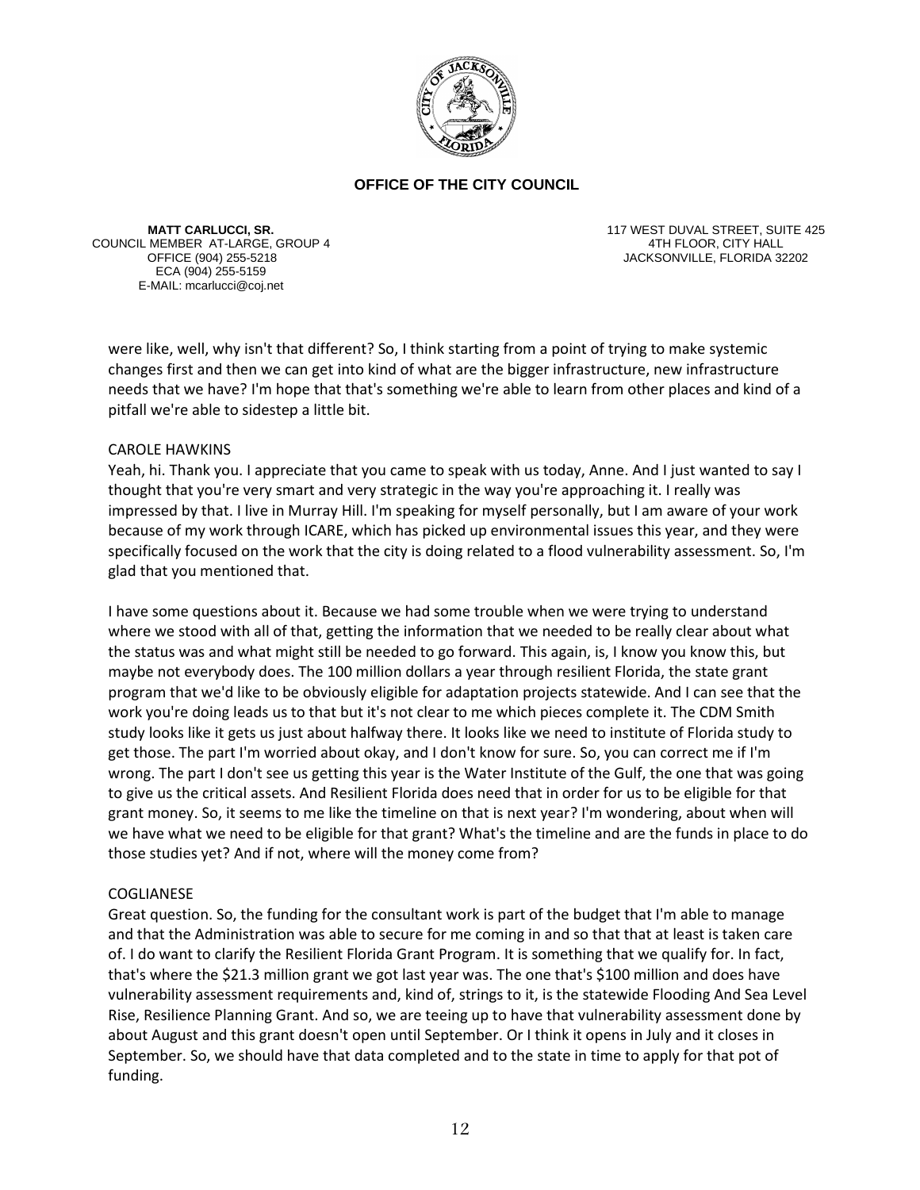**OFFICE OF THE CITY COUNCIL**

**MATT CARLUCCI, SR.**
COUNCIL MEMBER AT-LARGE, GROUP 4
OFFICE (904) 255-5218
ECA (904) 255-5159
E-MAIL: mcarlucci@coj.net

117 WEST DUVAL STREET, SUITE 425
4TH FLOOR, CITY HALL
JACKSONVILLE, FLORIDA 32202

were like, well, why isn't that different? So, I think starting from a point of trying to make systemic changes first and then we can get into kind of what are the bigger infrastructure, new infrastructure needs that we have? I'm hope that that's something we're able to learn from other places and kind of a pitfall we're able to sidestep a little bit.

CAROLE HAWKINS
Yeah, hi. Thank you. I appreciate that you came to speak with us today, Anne. And I just wanted to say I thought that you're very smart and very strategic in the way you're approaching it. I really was impressed by that. I live in Murray Hill. I'm speaking for myself personally, but I am aware of your work because of my work through ICARE, which has picked up environmental issues this year, and they were specifically focused on the work that the city is doing related to a flood vulnerability assessment. So, I'm glad that you mentioned that.

I have some questions about it. Because we had some trouble when we were trying to understand where we stood with all of that, getting the information that we needed to be really clear about what the status was and what might still be needed to go forward. This again, is, I know you know this, but maybe not everybody does. The 100 million dollars a year through resilient Florida, the state grant program that we'd like to be obviously eligible for adaptation projects statewide. And I can see that the work you're doing leads us to that but it's not clear to me which pieces complete it. The CDM Smith study looks like it gets us just about halfway there. It looks like we need to institute of Florida study to get those. The part I'm worried about okay, and I don't know for sure. So, you can correct me if I'm wrong. The part I don't see us getting this year is the Water Institute of the Gulf, the one that was going to give us the critical assets. And Resilient Florida does need that in order for us to be eligible for that grant money. So, it seems to me like the timeline on that is next year? I'm wondering, about when will we have what we need to be eligible for that grant? What's the timeline and are the funds in place to do those studies yet? And if not, where will the money come from?

COGLIANESE
Great question. So, the funding for the consultant work is part of the budget that I'm able to manage and that the Administration was able to secure for me coming in and so that that at least is taken care of. I do want to clarify the Resilient Florida Grant Program. It is something that we qualify for. In fact, that's where the $21.3 million grant we got last year was. The one that's $100 million and does have vulnerability assessment requirements and, kind of, strings to it, is the statewide Flooding And Sea Level Rise, Resilience Planning Grant. And so, we are teeing up to have that vulnerability assessment done by about August and this grant doesn't open until September. Or I think it opens in July and it closes in September. So, we should have that data completed and to the state in time to apply for that pot of funding.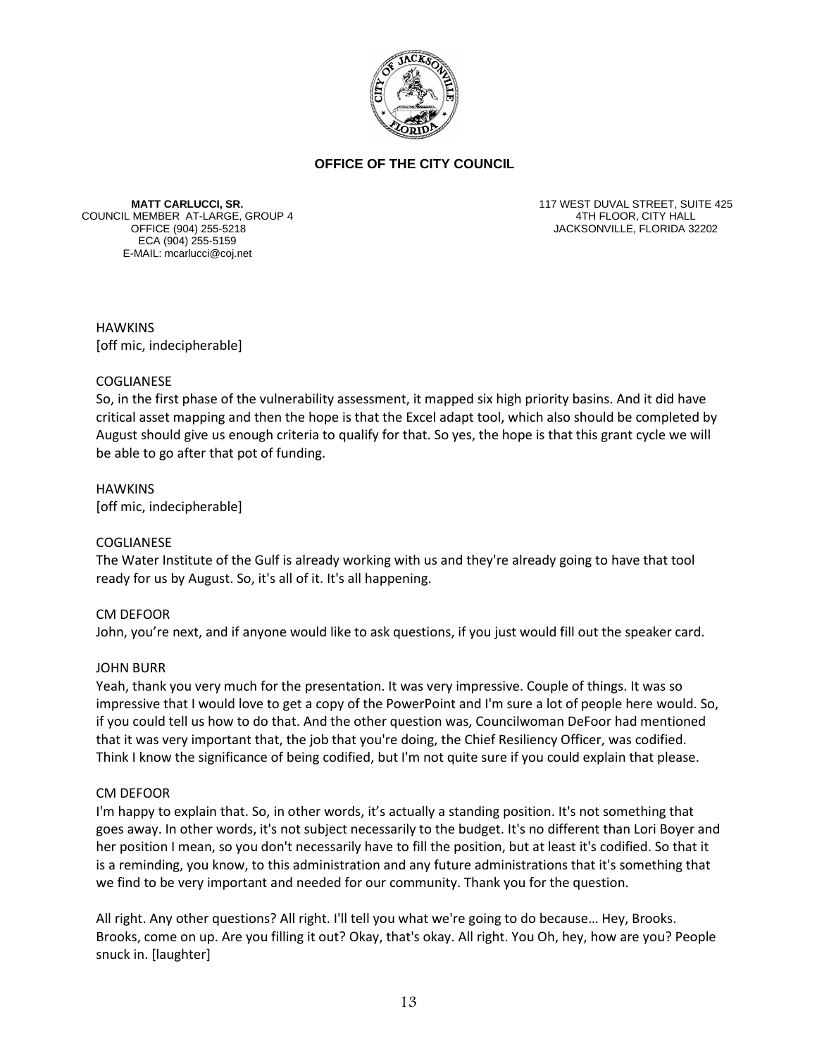**OFFICE OF THE CITY COUNCIL**

**MATT CARLUCCI, SR.**
COUNCIL MEMBER AT-LARGE, GROUP 4
OFFICE (904) 255-5218
ECA (904) 255-5159
E-MAIL: mcarlucci@coj.net

117 WEST DUVAL STREET, SUITE 425
4TH FLOOR, CITY HALL
JACKSONVILLE, FLORIDA 32202

HAWKINS
[off mic, indecipherable]

COGLIANESE
So, in the first phase of the vulnerability assessment, it mapped six high priority basins. And it did have critical asset mapping and then the hope is that the Excel adapt tool, which also should be completed by August should give us enough criteria to qualify for that. So yes, the hope is that this grant cycle we will be able to go after that pot of funding.

HAWKINS
[off mic, indecipherable]

COGLIANESE
The Water Institute of the Gulf is already working with us and they're already going to have that tool ready for us by August. So, it's all of it. It's all happening.

CM DEFOOR
John, you're next, and if anyone would like to ask questions, if you just would fill out the speaker card.

JOHN BURR
Yeah, thank you very much for the presentation. It was very impressive. Couple of things. It was so impressive that I would love to get a copy of the PowerPoint and I'm sure a lot of people here would. So, if you could tell us how to do that. And the other question was, Councilwoman DeFoor had mentioned that it was very important that, the job that you're doing, the Chief Resiliency Officer, was codified. Think I know the significance of being codified, but I'm not quite sure if you could explain that please.

CM DEFOOR
I'm happy to explain that. So, in other words, it's actually a standing position. It's not something that goes away. In other words, it's not subject necessarily to the budget. It's no different than Lori Boyer and her position I mean, so you don't necessarily have to fill the position, but at least it's codified. So that it is a reminding, you know, to this administration and any future administrations that it's something that we find to be very important and needed for our community. Thank you for the question.

All right. Any other questions? All right. I'll tell you what we're going to do because… Hey, Brooks. Brooks, come on up. Are you filling it out? Okay, that's okay. All right. You Oh, hey, how are you? People snuck in. [laughter]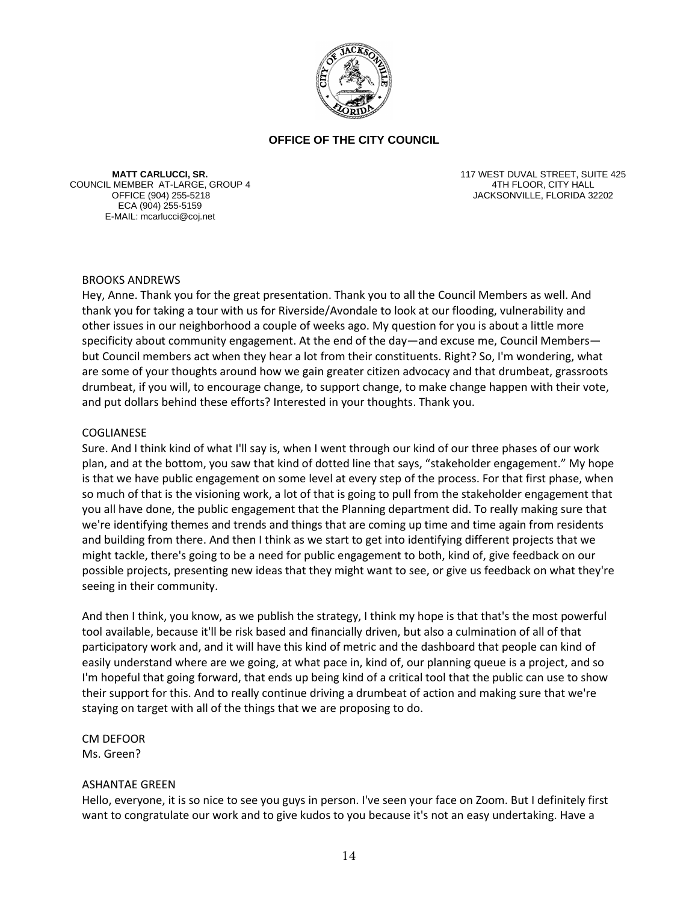**OFFICE OF THE CITY COUNCIL**

**MATT CARLUCCI, SR.**
COUNCIL MEMBER AT-LARGE, GROUP 4
OFFICE (904) 255-5218
ECA (904) 255-5159
E-MAIL: mcarlucci@coj.net

117 WEST DUVAL STREET, SUITE 425
4TH FLOOR, CITY HALL
JACKSONVILLE, FLORIDA 32202

BROOKS ANDREWS
Hey, Anne. Thank you for the great presentation. Thank you to all the Council Members as well. And thank you for taking a tour with us for Riverside/Avondale to look at our flooding, vulnerability and other issues in our neighborhood a couple of weeks ago. My question for you is about a little more specificity about community engagement. At the end of the day—and excuse me, Council Members—but Council members act when they hear a lot from their constituents. Right? So, I'm wondering, what are some of your thoughts around how we gain greater citizen advocacy and that drumbeat, grassroots drumbeat, if you will, to encourage change, to support change, to make change happen with their vote, and put dollars behind these efforts? Interested in your thoughts. Thank you.

COGLIANESE
Sure. And I think kind of what I'll say is, when I went through our kind of our three phases of our work plan, and at the bottom, you saw that kind of dotted line that says, "stakeholder engagement." My hope is that we have public engagement on some level at every step of the process. For that first phase, when so much of that is the visioning work, a lot of that is going to pull from the stakeholder engagement that you all have done, the public engagement that the Planning department did. To really making sure that we're identifying themes and trends and things that are coming up time and time again from residents and building from there. And then I think as we start to get into identifying different projects that we might tackle, there's going to be a need for public engagement to both, kind of, give feedback on our possible projects, presenting new ideas that they might want to see, or give us feedback on what they're seeing in their community.

And then I think, you know, as we publish the strategy, I think my hope is that that's the most powerful tool available, because it'll be risk based and financially driven, but also a culmination of all of that participatory work and, and it will have this kind of metric and the dashboard that people can kind of easily understand where are we going, at what pace in, kind of, our planning queue is a project, and so I'm hopeful that going forward, that ends up being kind of a critical tool that the public can use to show their support for this. And to really continue driving a drumbeat of action and making sure that we're staying on target with all of the things that we are proposing to do.

CM DEFOOR
Ms. Green?

ASHANTAE GREEN
Hello, everyone, it is so nice to see you guys in person. I've seen your face on Zoom. But I definitely first want to congratulate our work and to give kudos to you because it's not an easy undertaking. Have a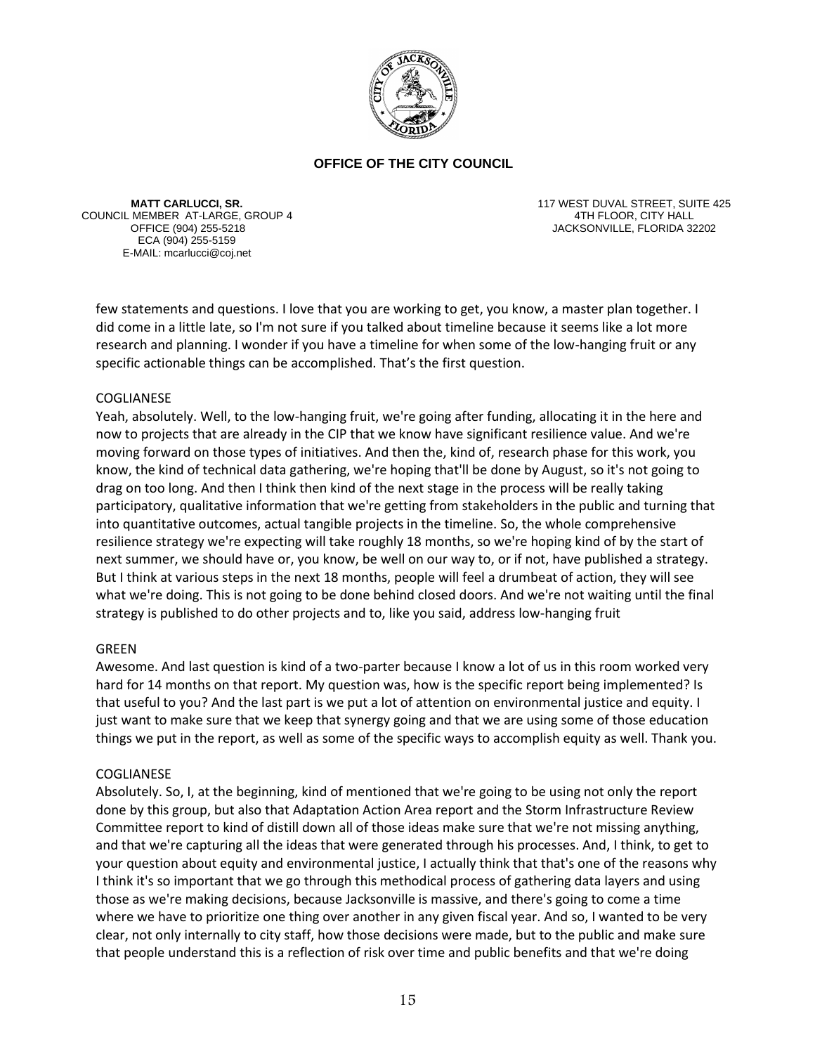**OFFICE OF THE CITY COUNCIL**

**MATT CARLUCCI, SR.**
COUNCIL MEMBER AT-LARGE, GROUP 4
OFFICE (904) 255-5218
ECA (904) 255-5159
E-MAIL: mcarlucci@coj.net

117 WEST DUVAL STREET, SUITE 425
4TH FLOOR, CITY HALL
JACKSONVILLE, FLORIDA 32202

few statements and questions. I love that you are working to get, you know, a master plan together. I did come in a little late, so I'm not sure if you talked about timeline because it seems like a lot more research and planning. I wonder if you have a timeline for when some of the low-hanging fruit or any specific actionable things can be accomplished. That's the first question.

COGLIANESE
Yeah, absolutely. Well, to the low-hanging fruit, we're going after funding, allocating it in the here and now to projects that are already in the CIP that we know have significant resilience value. And we're moving forward on those types of initiatives. And then the, kind of, research phase for this work, you know, the kind of technical data gathering, we're hoping that'll be done by August, so it's not going to drag on too long. And then I think then kind of the next stage in the process will be really taking participatory, qualitative information that we're getting from stakeholders in the public and turning that into quantitative outcomes, actual tangible projects in the timeline. So, the whole comprehensive resilience strategy we're expecting will take roughly 18 months, so we're hoping kind of by the start of next summer, we should have or, you know, be well on our way to, or if not, have published a strategy. But I think at various steps in the next 18 months, people will feel a drumbeat of action, they will see what we're doing. This is not going to be done behind closed doors. And we're not waiting until the final strategy is published to do other projects and to, like you said, address low-hanging fruit

GREEN
Awesome. And last question is kind of a two-parter because I know a lot of us in this room worked very hard for 14 months on that report. My question was, how is the specific report being implemented? Is that useful to you? And the last part is we put a lot of attention on environmental justice and equity. I just want to make sure that we keep that synergy going and that we are using some of those education things we put in the report, as well as some of the specific ways to accomplish equity as well. Thank you.

COGLIANESE
Absolutely. So, I, at the beginning, kind of mentioned that we're going to be using not only the report done by this group, but also that Adaptation Action Area report and the Storm Infrastructure Review Committee report to kind of distill down all of those ideas make sure that we're not missing anything, and that we're capturing all the ideas that were generated through his processes. And, I think, to get to your question about equity and environmental justice, I actually think that that's one of the reasons why I think it's so important that we go through this methodical process of gathering data layers and using those as we're making decisions, because Jacksonville is massive, and there's going to come a time where we have to prioritize one thing over another in any given fiscal year. And so, I wanted to be very clear, not only internally to city staff, how those decisions were made, but to the public and make sure that people understand this is a reflection of risk over time and public benefits and that we're doing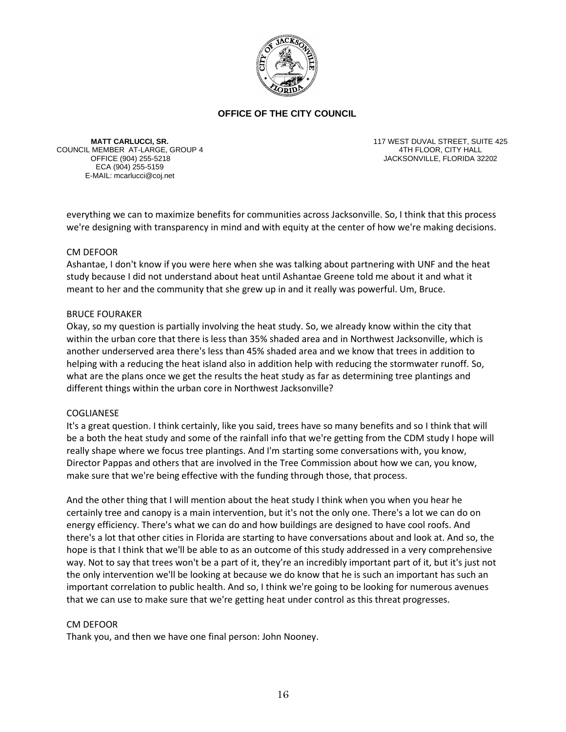**OFFICE OF THE CITY COUNCIL**

**MATT CARLUCCI, SR.**
COUNCIL MEMBER AT-LARGE, GROUP 4
OFFICE (904) 255-5218
ECA (904) 255-5159
E-MAIL: mcarlucci@coj.net

117 WEST DUVAL STREET, SUITE 425
4TH FLOOR, CITY HALL
JACKSONVILLE, FLORIDA 32202

everything we can to maximize benefits for communities across Jacksonville. So, I think that this process we're designing with transparency in mind and with equity at the center of how we're making decisions.

CM DEFOOR
Ashantae, I don't know if you were here when she was talking about partnering with UNF and the heat study because I did not understand about heat until Ashantae Greene told me about it and what it meant to her and the community that she grew up in and it really was powerful. Um, Bruce.

BRUCE FOURAKER
Okay, so my question is partially involving the heat study. So, we already know within the city that within the urban core that there is less than 35% shaded area and in Northwest Jacksonville, which is another underserved area there's less than 45% shaded area and we know that trees in addition to helping with a reducing the heat island also in addition help with reducing the stormwater runoff. So, what are the plans once we get the results the heat study as far as determining tree plantings and different things within the urban core in Northwest Jacksonville?

COGLIANESE
It's a great question. I think certainly, like you said, trees have so many benefits and so I think that will be a both the heat study and some of the rainfall info that we're getting from the CDM study I hope will really shape where we focus tree plantings. And I'm starting some conversations with, you know, Director Pappas and others that are involved in the Tree Commission about how we can, you know, make sure that we're being effective with the funding through those, that process.

And the other thing that I will mention about the heat study I think when you when you hear he certainly tree and canopy is a main intervention, but it's not the only one. There's a lot we can do on energy efficiency. There's what we can do and how buildings are designed to have cool roofs. And there's a lot that other cities in Florida are starting to have conversations about and look at. And so, the hope is that I think that we'll be able to as an outcome of this study addressed in a very comprehensive way. Not to say that trees won't be a part of it, they're an incredibly important part of it, but it's just not the only intervention we'll be looking at because we do know that he is such an important has such an important correlation to public health. And so, I think we're going to be looking for numerous avenues that we can use to make sure that we're getting heat under control as this threat progresses.

CM DEFOOR
Thank you, and then we have one final person: John Nooney.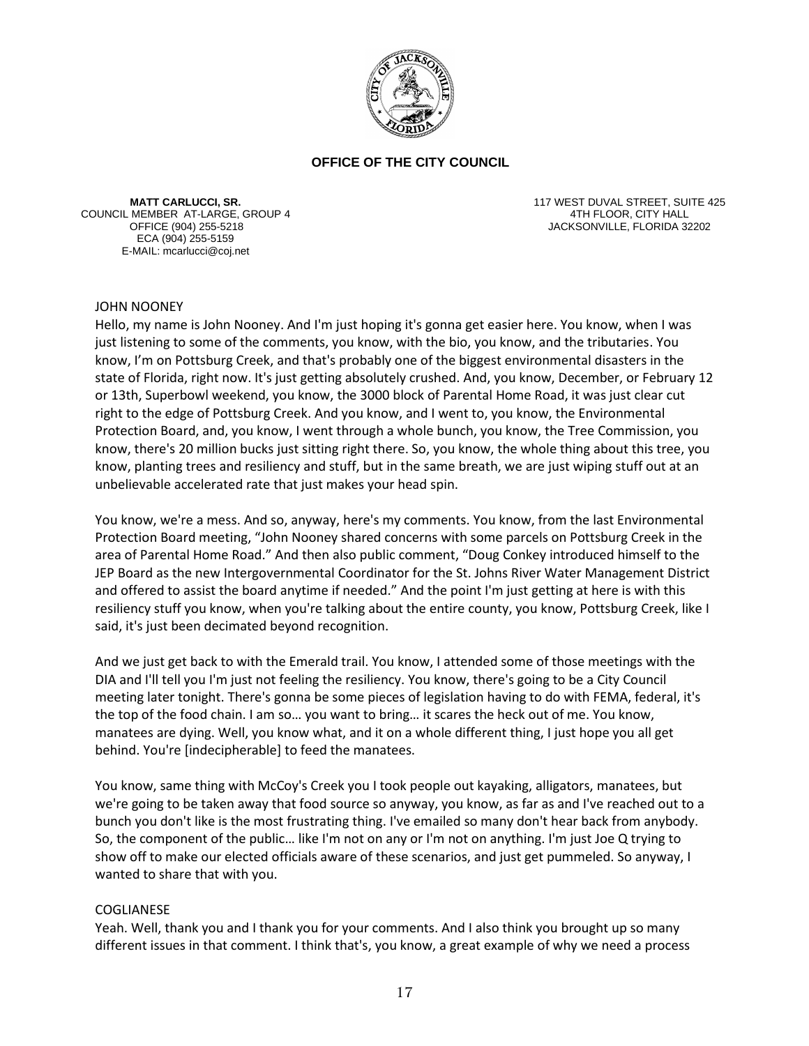**OFFICE OF THE CITY COUNCIL**

**MATT CARLUCCI, SR.**
COUNCIL MEMBER AT-LARGE, GROUP 4
OFFICE (904) 255-5218
ECA (904) 255-5159
E-MAIL: mcarlucci@coj.net

117 WEST DUVAL STREET, SUITE 425
4TH FLOOR, CITY HALL
JACKSONVILLE, FLORIDA 32202

JOHN NOONEY

Hello, my name is John Nooney. And I'm just hoping it's gonna get easier here. You know, when I was just listening to some of the comments, you know, with the bio, you know, and the tributaries. You know, I'm on Pottsburg Creek, and that's probably one of the biggest environmental disasters in the state of Florida, right now. It's just getting absolutely crushed. And, you know, December, or February 12 or 13th, Superbowl weekend, you know, the 3000 block of Parental Home Road, it was just clear cut right to the edge of Pottsburg Creek. And you know, and I went to, you know, the Environmental Protection Board, and, you know, I went through a whole bunch, you know, the Tree Commission, you know, there's 20 million bucks just sitting right there. So, you know, the whole thing about this tree, you know, planting trees and resiliency and stuff, but in the same breath, we are just wiping stuff out at an unbelievable accelerated rate that just makes your head spin.

You know, we're a mess. And so, anyway, here's my comments. You know, from the last Environmental Protection Board meeting, "John Nooney shared concerns with some parcels on Pottsburg Creek in the area of Parental Home Road." And then also public comment, "Doug Conkey introduced himself to the JEP Board as the new Intergovernmental Coordinator for the St. Johns River Water Management District and offered to assist the board anytime if needed." And the point I'm just getting at here is with this resiliency stuff you know, when you're talking about the entire county, you know, Pottsburg Creek, like I said, it's just been decimated beyond recognition.

And we just get back to with the Emerald trail. You know, I attended some of those meetings with the DIA and I'll tell you I'm just not feeling the resiliency. You know, there's going to be a City Council meeting later tonight. There's gonna be some pieces of legislation having to do with FEMA, federal, it's the top of the food chain. I am so… you want to bring… it scares the heck out of me. You know, manatees are dying. Well, you know what, and it on a whole different thing, I just hope you all get behind. You're [indecipherable] to feed the manatees.

You know, same thing with McCoy's Creek you I took people out kayaking, alligators, manatees, but we're going to be taken away that food source so anyway, you know, as far as and I've reached out to a bunch you don't like is the most frustrating thing. I've emailed so many don't hear back from anybody. So, the component of the public… like I'm not on any or I'm not on anything. I'm just Joe Q trying to show off to make our elected officials aware of these scenarios, and just get pummeled. So anyway, I wanted to share that with you.

COGLIANESE

Yeah. Well, thank you and I thank you for your comments. And I also think you brought up so many different issues in that comment. I think that's, you know, a great example of why we need a process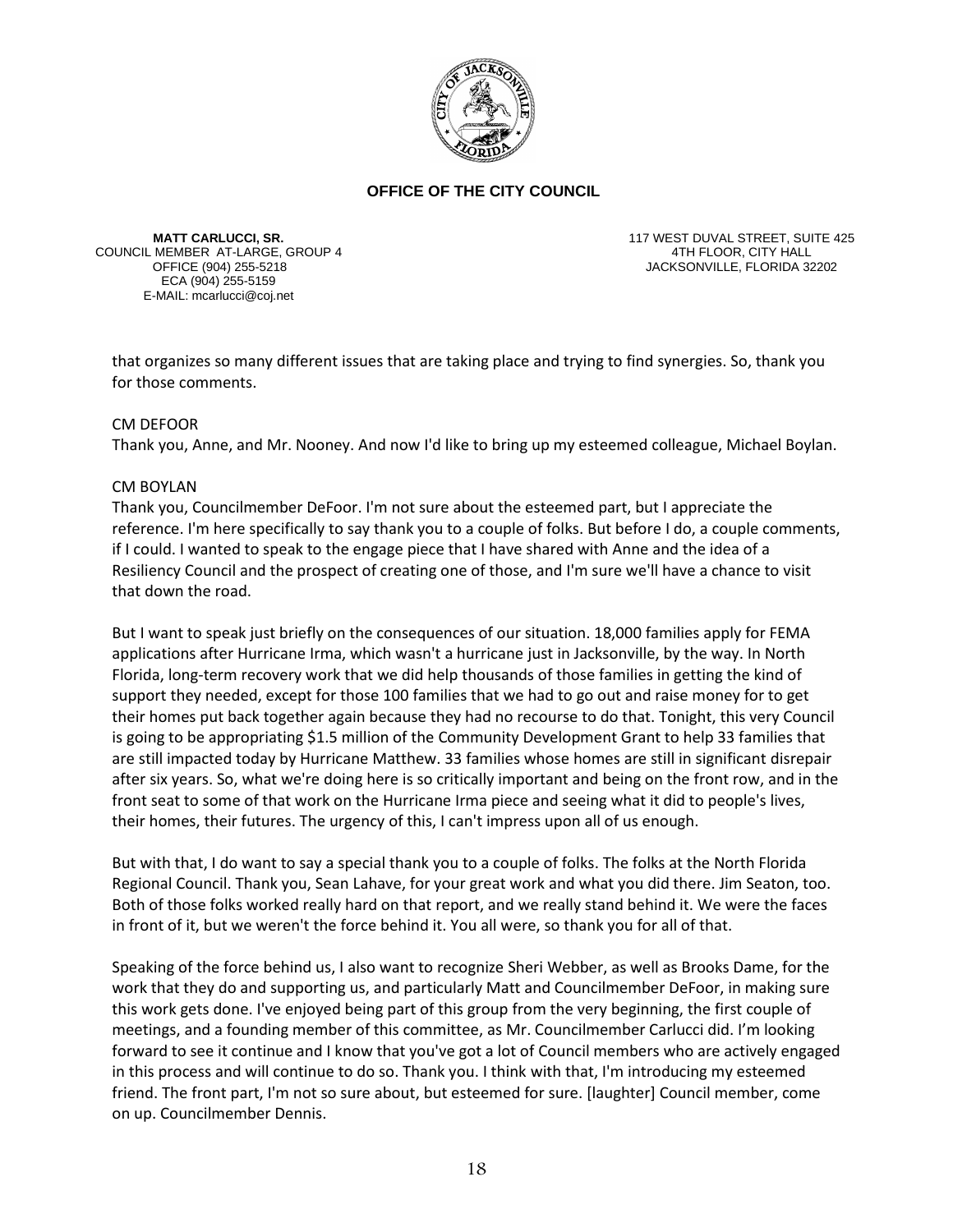**OFFICE OF THE CITY COUNCIL**

**MATT CARLUCCI, SR.**
COUNCIL MEMBER AT-LARGE, GROUP 4
OFFICE (904) 255-5218
ECA (904) 255-5159
E-MAIL: mcarlucci@coj.net

117 WEST DUVAL STREET, SUITE 425
4TH FLOOR, CITY HALL
JACKSONVILLE, FLORIDA 32202

that organizes so many different issues that are taking place and trying to find synergies. So, thank you for those comments.

CM DEFOOR
Thank you, Anne, and Mr. Nooney. And now I'd like to bring up my esteemed colleague, Michael Boylan.

CM BOYLAN
Thank you, Councilmember DeFoor. I'm not sure about the esteemed part, but I appreciate the reference. I'm here specifically to say thank you to a couple of folks. But before I do, a couple comments, if I could. I wanted to speak to the engage piece that I have shared with Anne and the idea of a Resiliency Council and the prospect of creating one of those, and I'm sure we'll have a chance to visit that down the road.

But I want to speak just briefly on the consequences of our situation. 18,000 families apply for FEMA applications after Hurricane Irma, which wasn't a hurricane just in Jacksonville, by the way. In North Florida, long-term recovery work that we did help thousands of those families in getting the kind of support they needed, except for those 100 families that we had to go out and raise money for to get their homes put back together again because they had no recourse to do that. Tonight, this very Council is going to be appropriating $1.5 million of the Community Development Grant to help 33 families that are still impacted today by Hurricane Matthew. 33 families whose homes are still in significant disrepair after six years. So, what we're doing here is so critically important and being on the front row, and in the front seat to some of that work on the Hurricane Irma piece and seeing what it did to people's lives, their homes, their futures. The urgency of this, I can't impress upon all of us enough.

But with that, I do want to say a special thank you to a couple of folks. The folks at the North Florida Regional Council. Thank you, Sean Lahave, for your great work and what you did there. Jim Seaton, too. Both of those folks worked really hard on that report, and we really stand behind it. We were the faces in front of it, but we weren't the force behind it. You all were, so thank you for all of that.

Speaking of the force behind us, I also want to recognize Sheri Webber, as well as Brooks Dame, for the work that they do and supporting us, and particularly Matt and Councilmember DeFoor, in making sure this work gets done. I've enjoyed being part of this group from the very beginning, the first couple of meetings, and a founding member of this committee, as Mr. Councilmember Carlucci did. I'm looking forward to see it continue and I know that you've got a lot of Council members who are actively engaged in this process and will continue to do so. Thank you. I think with that, I'm introducing my esteemed friend. The front part, I'm not so sure about, but esteemed for sure. [laughter] Council member, come on up. Councilmember Dennis.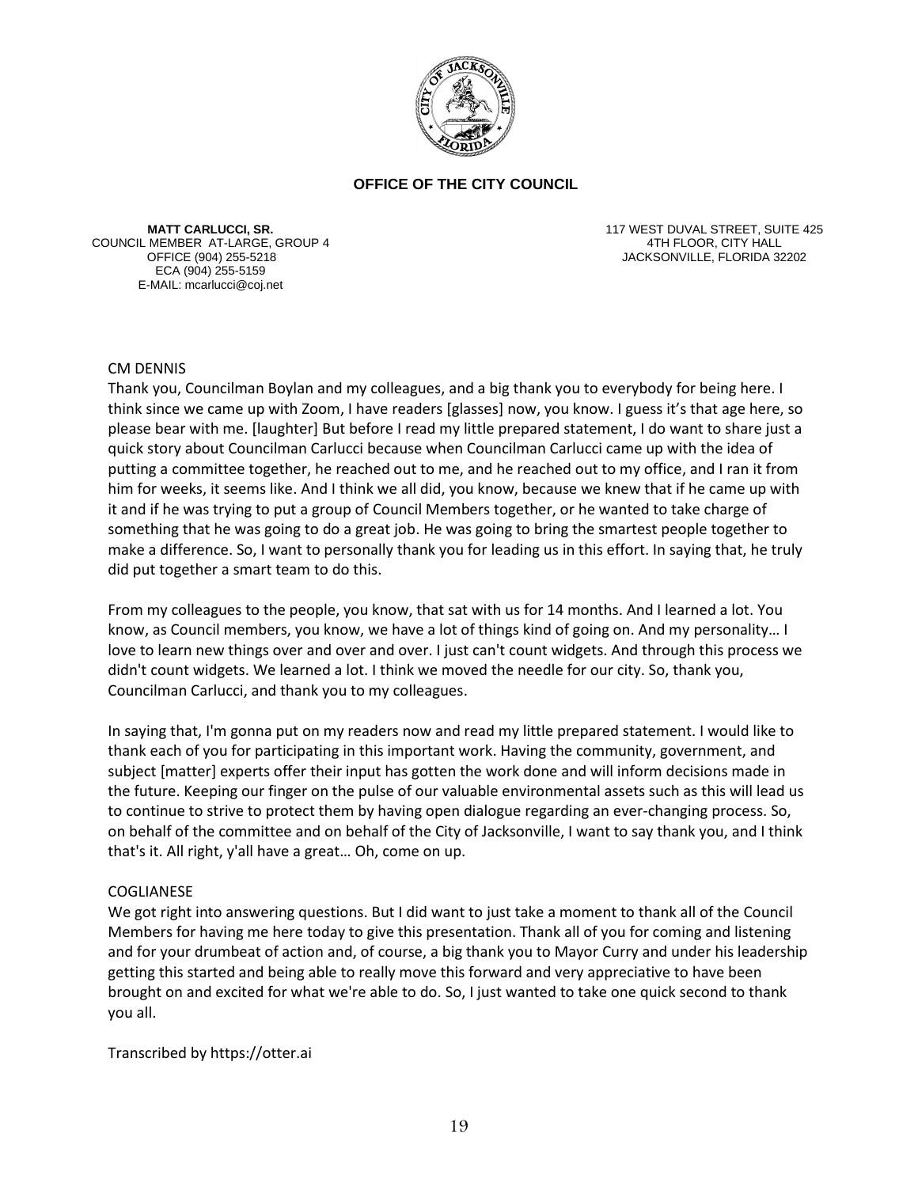**OFFICE OF THE CITY COUNCIL**

**MATT CARLUCCI, SR.**
COUNCIL MEMBER AT-LARGE, GROUP 4
OFFICE (904) 255-5218
ECA (904) 255-5159
E-MAIL: mcarlucci@coj.net

117 WEST DUVAL STREET, SUITE 425
4TH FLOOR, CITY HALL
JACKSONVILLE, FLORIDA 32202

CM DENNIS
Thank you, Councilman Boylan and my colleagues, and a big thank you to everybody for being here. I think since we came up with Zoom, I have readers [glasses] now, you know. I guess it's that age here, so please bear with me. [laughter] But before I read my little prepared statement, I do want to share just a quick story about Councilman Carlucci because when Councilman Carlucci came up with the idea of putting a committee together, he reached out to me, and he reached out to my office, and I ran it from him for weeks, it seems like. And I think we all did, you know, because we knew that if he came up with it and if he was trying to put a group of Council Members together, or he wanted to take charge of something that he was going to do a great job. He was going to bring the smartest people together to make a difference. So, I want to personally thank you for leading us in this effort. In saying that, he truly did put together a smart team to do this.

From my colleagues to the people, you know, that sat with us for 14 months. And I learned a lot. You know, as Council members, you know, we have a lot of things kind of going on. And my personality… I love to learn new things over and over and over. I just can't count widgets. And through this process we didn't count widgets. We learned a lot. I think we moved the needle for our city. So, thank you, Councilman Carlucci, and thank you to my colleagues.

In saying that, I'm gonna put on my readers now and read my little prepared statement. I would like to thank each of you for participating in this important work. Having the community, government, and subject [matter] experts offer their input has gotten the work done and will inform decisions made in the future. Keeping our finger on the pulse of our valuable environmental assets such as this will lead us to continue to strive to protect them by having open dialogue regarding an ever-changing process. So, on behalf of the committee and on behalf of the City of Jacksonville, I want to say thank you, and I think that's it. All right, y'all have a great… Oh, come on up.

COGLIANESE
We got right into answering questions. But I did want to just take a moment to thank all of the Council Members for having me here today to give this presentation. Thank all of you for coming and listening and for your drumbeat of action and, of course, a big thank you to Mayor Curry and under his leadership getting this started and being able to really move this forward and very appreciative to have been brought on and excited for what we're able to do. So, I just wanted to take one quick second to thank you all.

Transcribed by https://otter.ai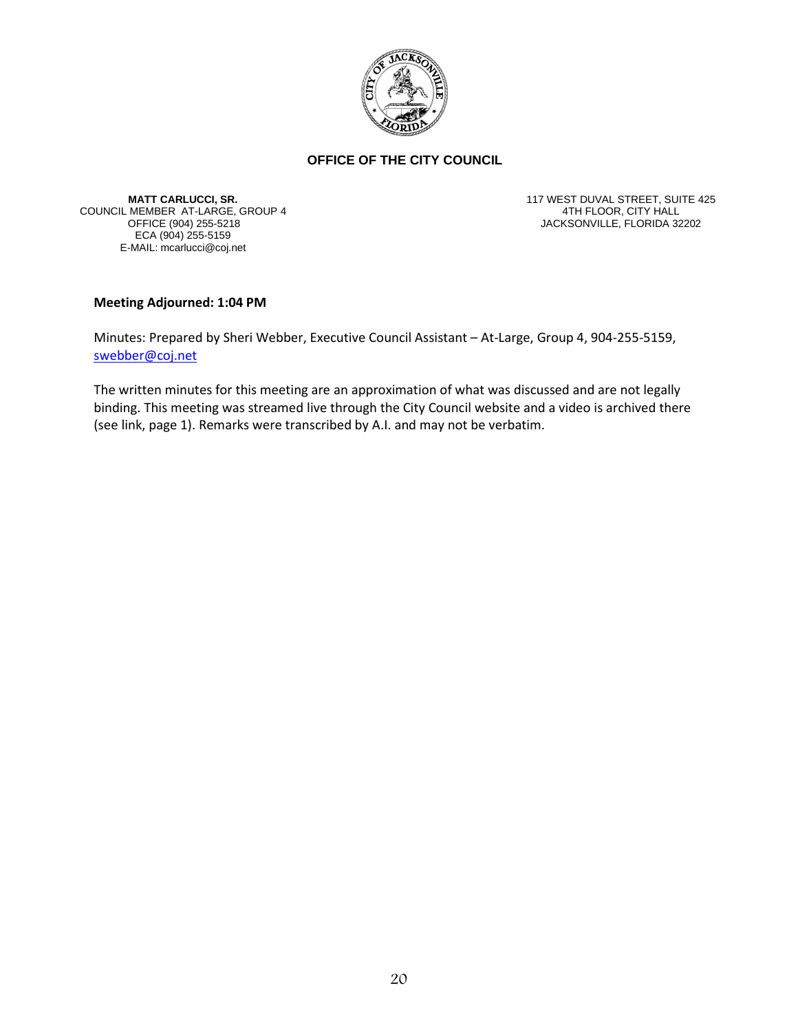**OFFICE OF THE CITY COUNCIL**

**MATT CARLUCCI, SR.**
COUNCIL MEMBER AT-LARGE, GROUP 4
OFFICE (904) 255-5218
ECA (904) 255-5159
E-MAIL: mcarlucci@coj.net

117 WEST DUVAL STREET, SUITE 425
4TH FLOOR, CITY HALL
JACKSONVILLE, FLORIDA 32202

**Meeting Adjourned: 1:04 PM**

Minutes: Prepared by Sheri Webber, Executive Council Assistant – At-Large, Group 4, 904-255-5159, swebber@coj.net

The written minutes for this meeting are an approximation of what was discussed and are not legally binding. This meeting was streamed live through the City Council website and a video is archived there (see link, page 1). Remarks were transcribed by A.I. and may not be verbatim.